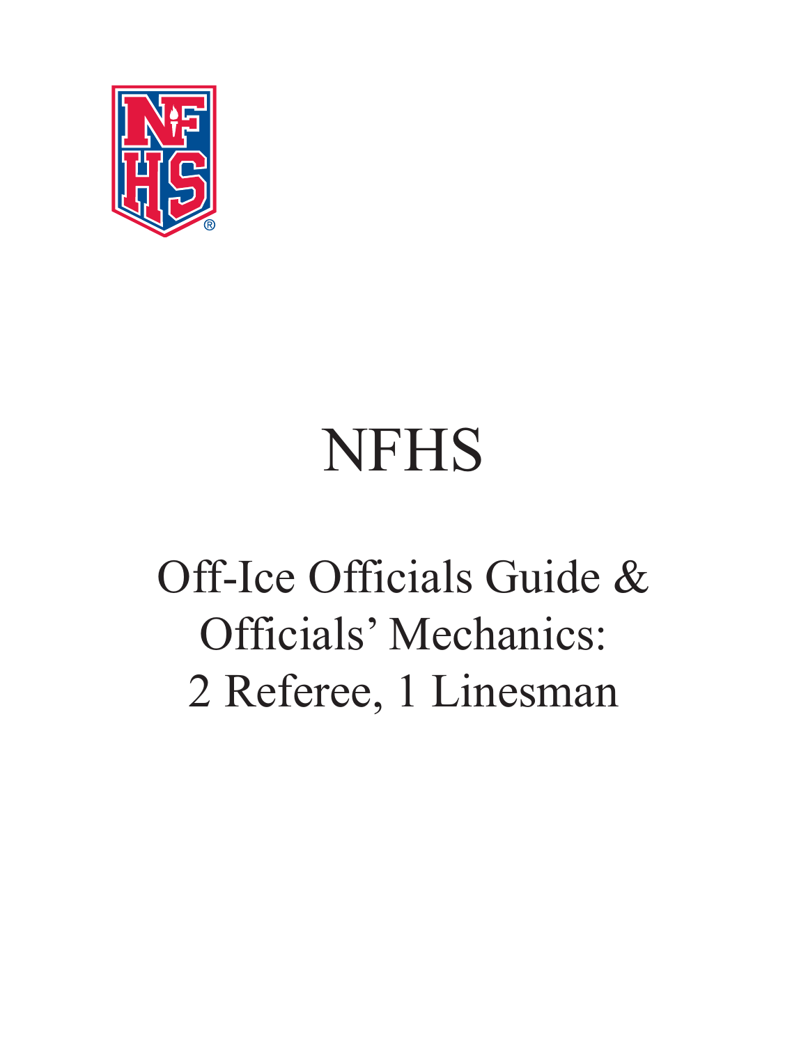# NFHS

## Off-Ice Officials Guide & Officials' Mechanics: 2 Referee, 1 Linesman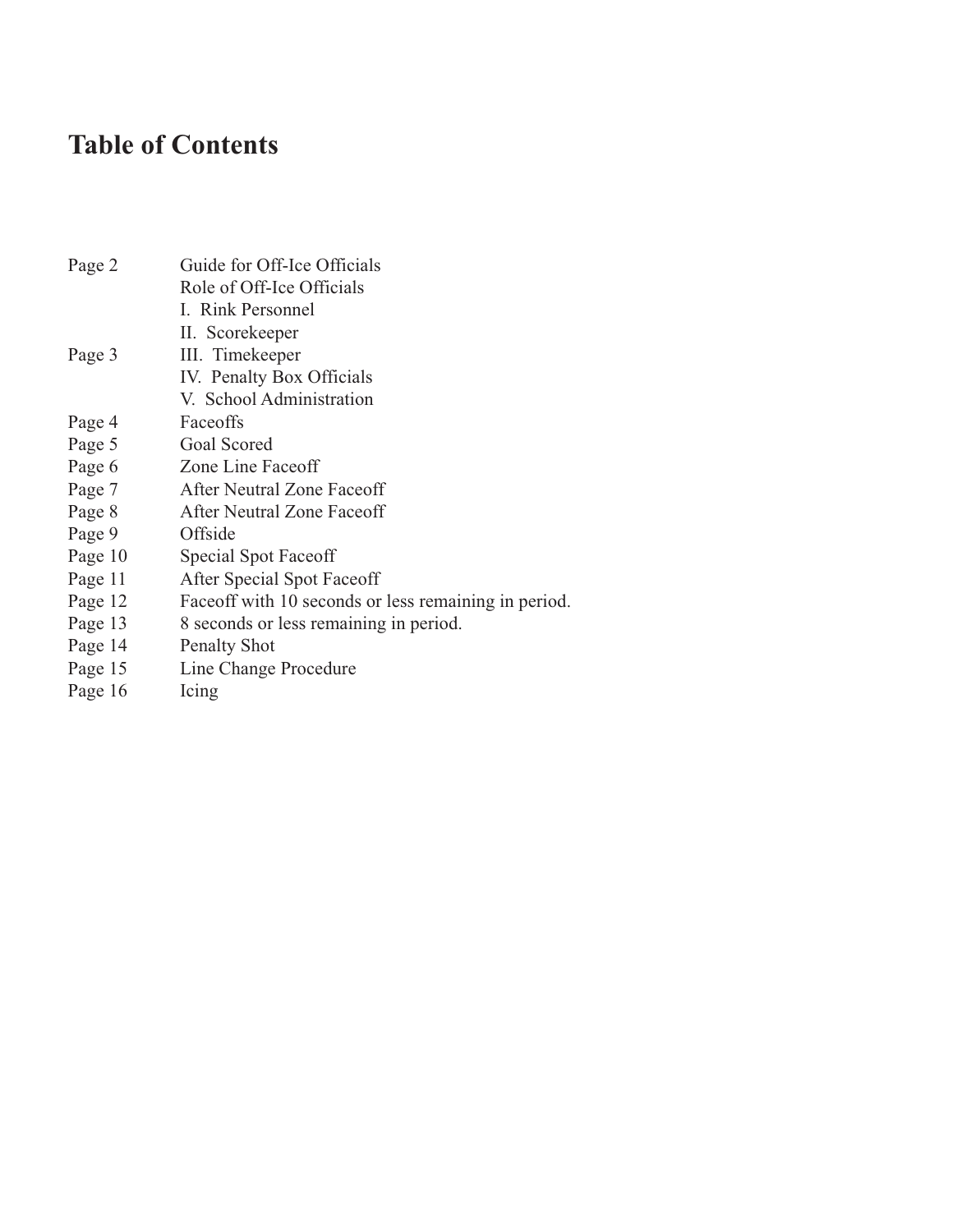# Table of Contents

| | |
|---|---|
| Page 2 | Guide for Off-Ice Officials |
| | Role of Off-Ice Officials |
| | I. Rink Personnel |
| | II. Scorekeeper |
| Page 3 | III. Timekeeper |
| | IV. Penalty Box Officials |
| | V. School Administration |
| Page 4 | Faceoffs |
| Page 5 | Goal Scored |
| Page 6 | Zone Line Faceoff |
| Page 7 | After Neutral Zone Faceoff |
| Page 8 | After Neutral Zone Faceoff |
| Page 9 | Offside |
| Page 10 | Special Spot Faceoff |
| Page 11 | After Special Spot Faceoff |
| Page 12 | Faceoff with 10 seconds or less remaining in period. |
| Page 13 | 8 seconds or less remaining in period. |
| Page 14 | Penalty Shot |
| Page 15 | Line Change Procedure |
| Page 16 | Icing |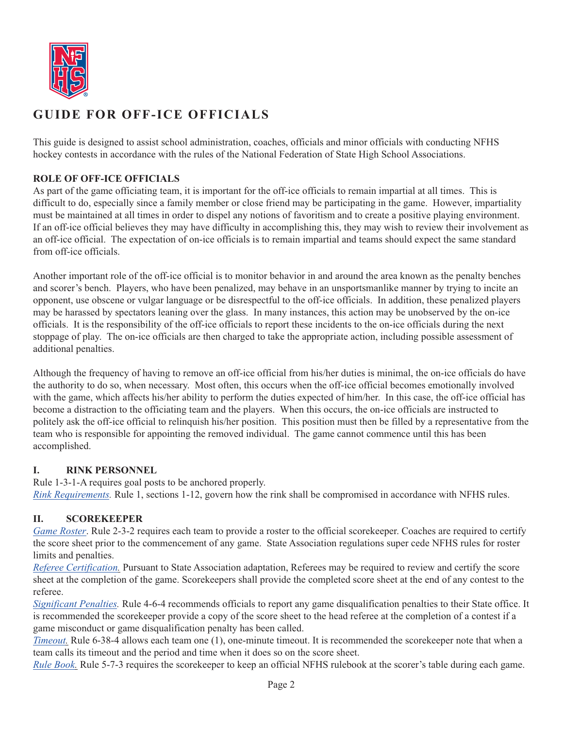# GUIDE FOR OFF-ICE OFFICIALS

This guide is designed to assist school administration, coaches, officials and minor officials with conducting NFHS hockey contests in accordance with the rules of the National Federation of State High School Associations.

**ROLE OF OFF-ICE OFFICIALS**

As part of the game officiating team, it is important for the off-ice officials to remain impartial at all times. This is difficult to do, especially since a family member or close friend may be participating in the game. However, impartiality must be maintained at all times in order to dispel any notions of favoritism and to create a positive playing environment. If an off-ice official believes they may have difficulty in accomplishing this, they may wish to review their involvement as an off-ice official. The expectation of on-ice officials is to remain impartial and teams should expect the same standard from off-ice officials.

Another important role of the off-ice official is to monitor behavior in and around the area known as the penalty benches and scorer's bench. Players, who have been penalized, may behave in an unsportsmanlike manner by trying to incite an opponent, use obscene or vulgar language or be disrespectful to the off-ice officials. In addition, these penalized players may be harassed by spectators leaning over the glass. In many instances, this action may be unobserved by the on-ice officials. It is the responsibility of the off-ice officials to report these incidents to the on-ice officials during the next stoppage of play. The on-ice officials are then charged to take the appropriate action, including possible assessment of additional penalties.

Although the frequency of having to remove an off-ice official from his/her duties is minimal, the on-ice officials do have the authority to do so, when necessary. Most often, this occurs when the off-ice official becomes emotionally involved with the game, which affects his/her ability to perform the duties expected of him/her. In this case, the off-ice official has become a distraction to the officiating team and the players. When this occurs, the on-ice officials are instructed to politely ask the off-ice official to relinquish his/her position. This position must then be filled by a representative from the team who is responsible for appointing the removed individual. The game cannot commence until this has been accomplished.

**I. RINK PERSONNEL**

Rule 1-3-1-A requires goal posts to be anchored properly.
*Rink Requirements.* Rule 1, sections 1-12, govern how the rink shall be compromised in accordance with NFHS rules.

**II. SCOREKEEPER**

*Game Roster*. Rule 2-3-2 requires each team to provide a roster to the official scorekeeper. Coaches are required to certify the score sheet prior to the commencement of any game. State Association regulations super cede NFHS rules for roster limits and penalties.
*Referee Certification.* Pursuant to State Association adaptation, Referees may be required to review and certify the score sheet at the completion of the game. Scorekeepers shall provide the completed score sheet at the end of any contest to the referee.
*Significant Penalties.* Rule 4-6-4 recommends officials to report any game disqualification penalties to their State office. It is recommended the scorekeeper provide a copy of the score sheet to the head referee at the completion of a contest if a game misconduct or game disqualification penalty has been called.
*Timeout.* Rule 6-38-4 allows each team one (1), one-minute timeout. It is recommended the scorekeeper note that when a team calls its timeout and the period and time when it does so on the score sheet.
*Rule Book.* Rule 5-7-3 requires the scorekeeper to keep an official NFHS rulebook at the scorer's table during each game.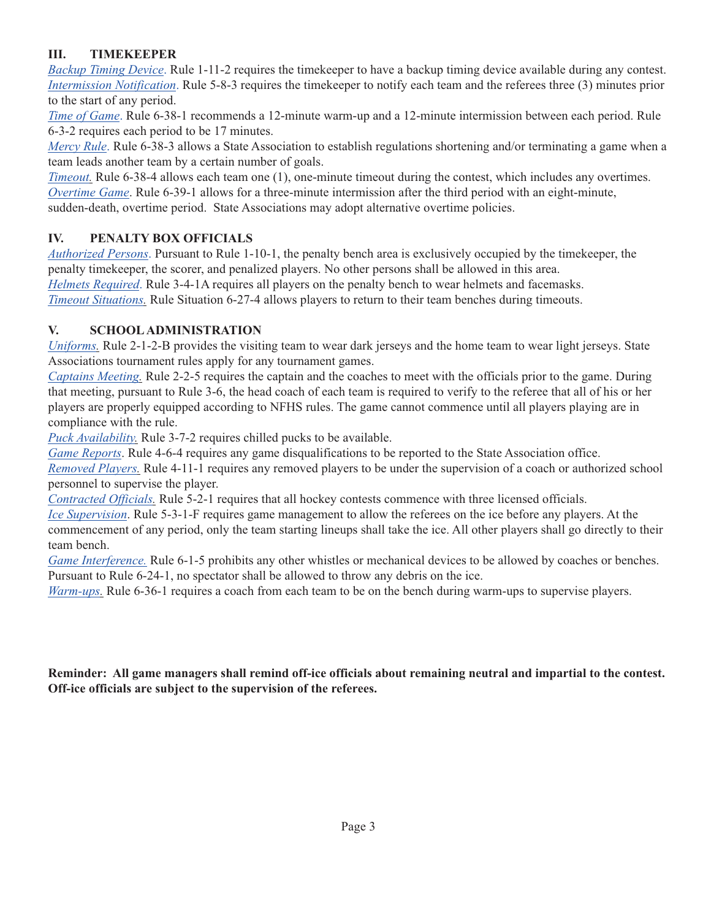## III. TIMEKEEPER

*Backup Timing Device*. Rule 1-11-2 requires the timekeeper to have a backup timing device available during any contest.
*Intermission Notification*. Rule 5-8-3 requires the timekeeper to notify each team and the referees three (3) minutes prior to the start of any period.
*Time of Game*. Rule 6-38-1 recommends a 12-minute warm-up and a 12-minute intermission between each period. Rule 6-3-2 requires each period to be 17 minutes.
*Mercy Rule*. Rule 6-38-3 allows a State Association to establish regulations shortening and/or terminating a game when a team leads another team by a certain number of goals.
*Timeout.* Rule 6-38-4 allows each team one (1), one-minute timeout during the contest, which includes any overtimes.
*Overtime Game*. Rule 6-39-1 allows for a three-minute intermission after the third period with an eight-minute, sudden-death, overtime period. State Associations may adopt alternative overtime policies.

## IV. PENALTY BOX OFFICIALS

*Authorized Persons*. Pursuant to Rule 1-10-1, the penalty bench area is exclusively occupied by the timekeeper, the penalty timekeeper, the scorer, and penalized players. No other persons shall be allowed in this area.
*Helmets Required*. Rule 3-4-1A requires all players on the penalty bench to wear helmets and facemasks.
*Timeout Situations.* Rule Situation 6-27-4 allows players to return to their team benches during timeouts.

## V. SCHOOL ADMINISTRATION

*Uniforms.* Rule 2-1-2-B provides the visiting team to wear dark jerseys and the home team to wear light jerseys. State Associations tournament rules apply for any tournament games.
*Captains Meeting.* Rule 2-2-5 requires the captain and the coaches to meet with the officials prior to the game. During that meeting, pursuant to Rule 3-6, the head coach of each team is required to verify to the referee that all of his or her players are properly equipped according to NFHS rules. The game cannot commence until all players playing are in compliance with the rule.
*Puck Availability.* Rule 3-7-2 requires chilled pucks to be available.
*Game Reports*. Rule 4-6-4 requires any game disqualifications to be reported to the State Association office.
*Removed Players.* Rule 4-11-1 requires any removed players to be under the supervision of a coach or authorized school personnel to supervise the player.
*Contracted Officials.* Rule 5-2-1 requires that all hockey contests commence with three licensed officials.
*Ice Supervision*. Rule 5-3-1-F requires game management to allow the referees on the ice before any players. At the commencement of any period, only the team starting lineups shall take the ice. All other players shall go directly to their team bench.
*Game Interference.* Rule 6-1-5 prohibits any other whistles or mechanical devices to be allowed by coaches or benches. Pursuant to Rule 6-24-1, no spectator shall be allowed to throw any debris on the ice.
*Warm-ups.* Rule 6-36-1 requires a coach from each team to be on the bench during warm-ups to supervise players.

**Reminder: All game managers shall remind off-ice officials about remaining neutral and impartial to the contest. Off-ice officials are subject to the supervision of the referees.**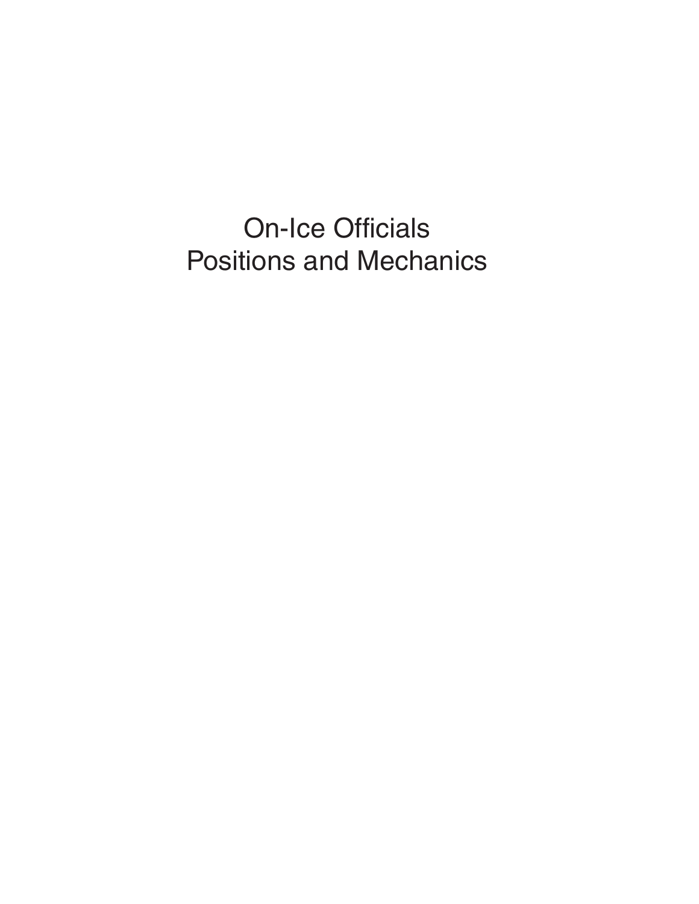# On-Ice Officials
# Positions and Mechanics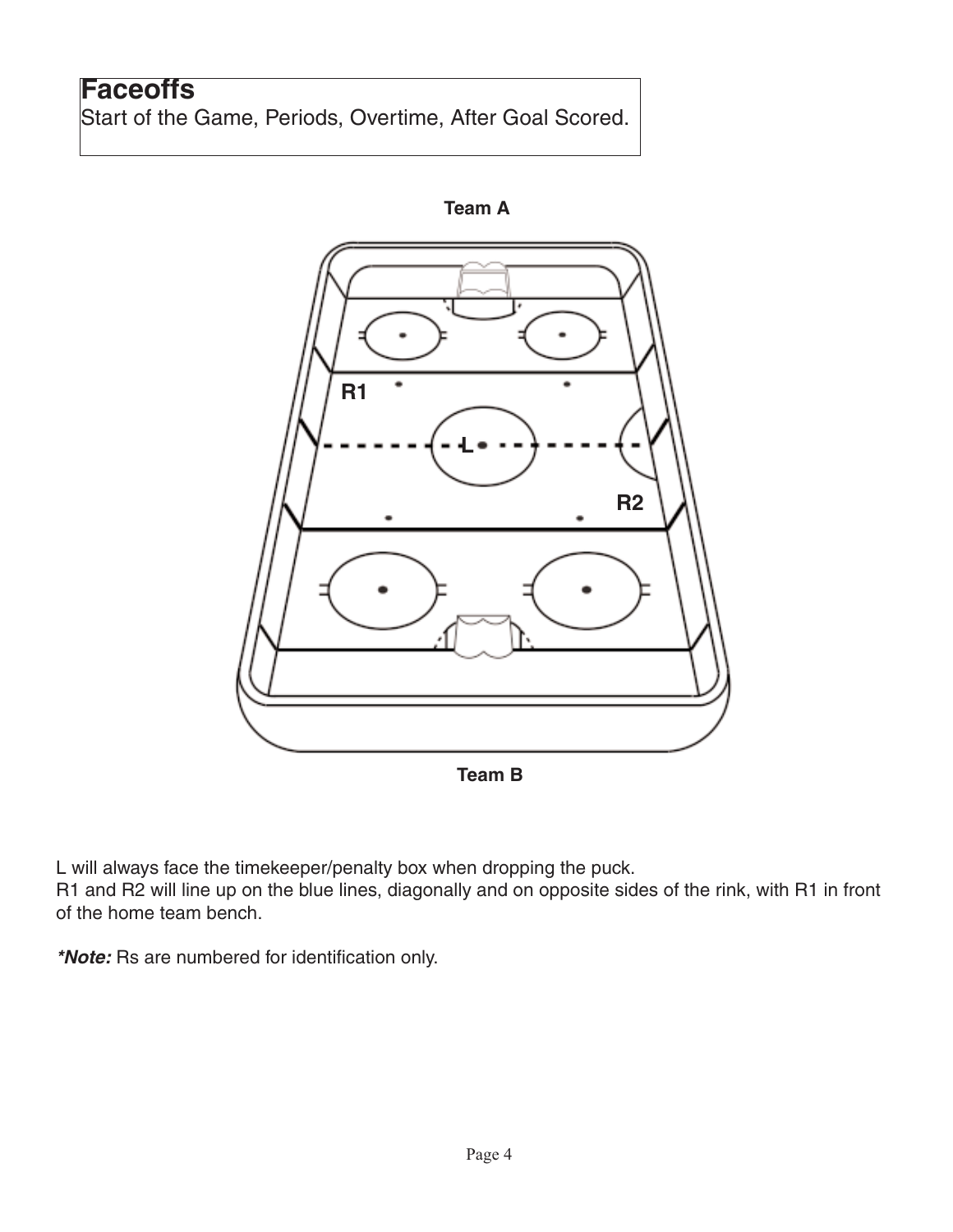# Faceoffs

Start of the Game, Periods, Overtime, After Goal Scored.

Team A

R1

L

R2

Team B

L will always face the timekeeper/penalty box when dropping the puck.
R1 and R2 will line up on the blue lines, diagonally and on opposite sides of the rink, with R1 in front of the home team bench.

***Note:*** Rs are numbered for identification only.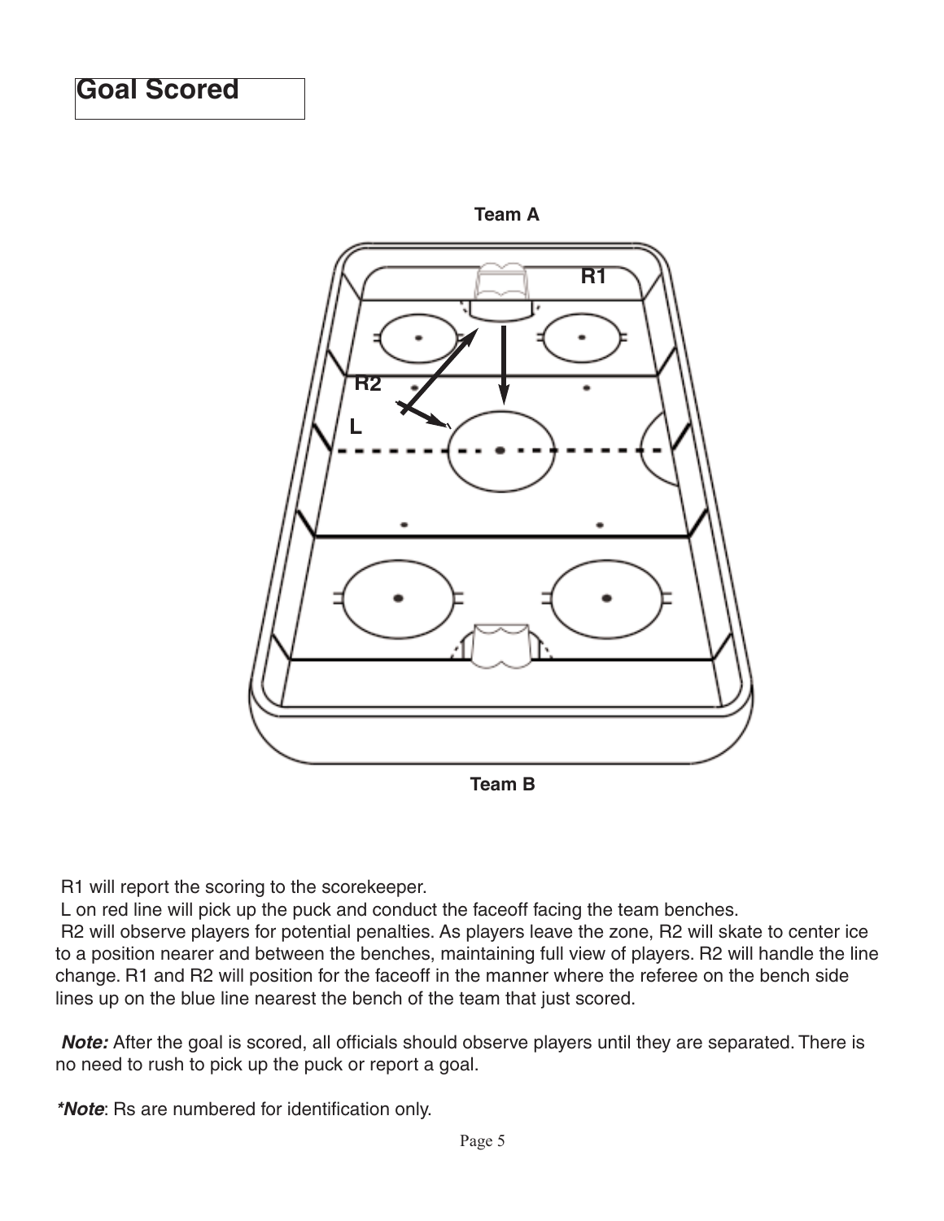# Goal Scored

Team A

R1

R2

L

Team B

R1 will report the scoring to the scorekeeper.
L on red line will pick up the puck and conduct the faceoff facing the team benches.
R2 will observe players for potential penalties. As players leave the zone, R2 will skate to center ice to a position nearer and between the benches, maintaining full view of players. R2 will handle the line change. R1 and R2 will position for the faceoff in the manner where the referee on the bench side lines up on the blue line nearest the bench of the team that just scored.

***Note:*** After the goal is scored, all officials should observe players until they are separated. There is no need to rush to pick up the puck or report a goal.

***\*Note***: Rs are numbered for identification only.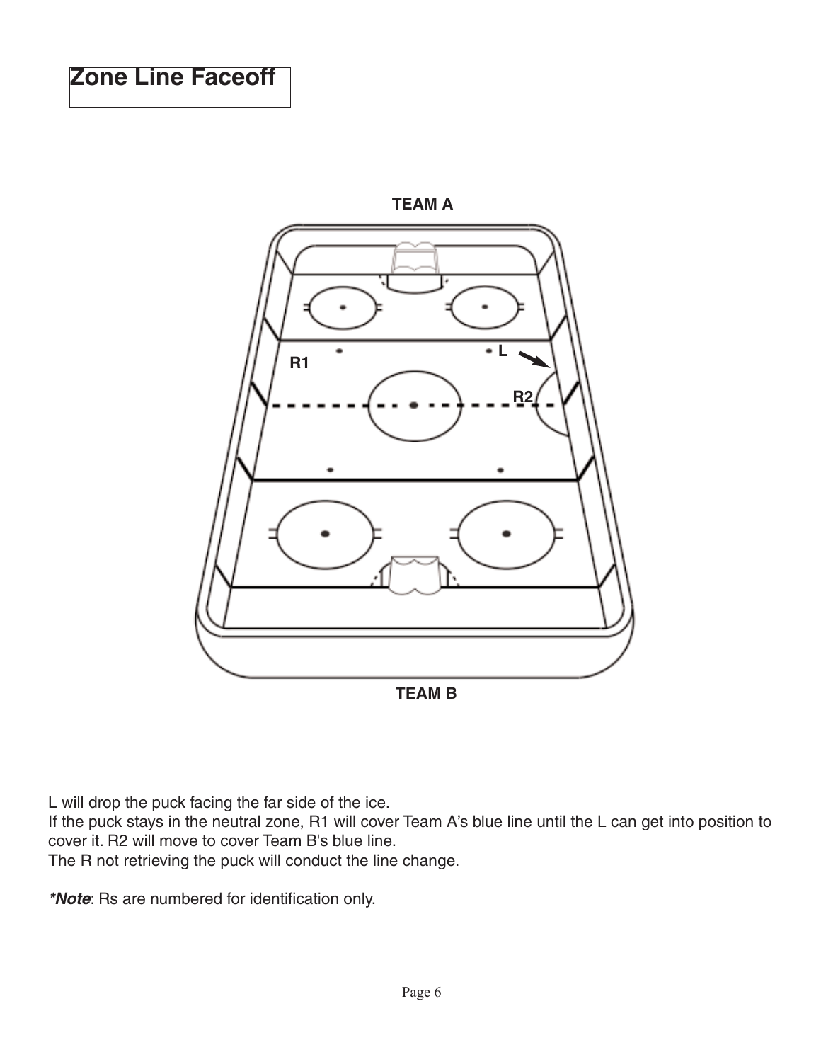# Zone Line Faceoff

TEAM A

L

R1

R2

TEAM B

L will drop the puck facing the far side of the ice.
If the puck stays in the neutral zone, R1 will cover Team A's blue line until the L can get into position to cover it. R2 will move to cover Team B's blue line.
The R not retrieving the puck will conduct the line change.

***Note***: Rs are numbered for identification only.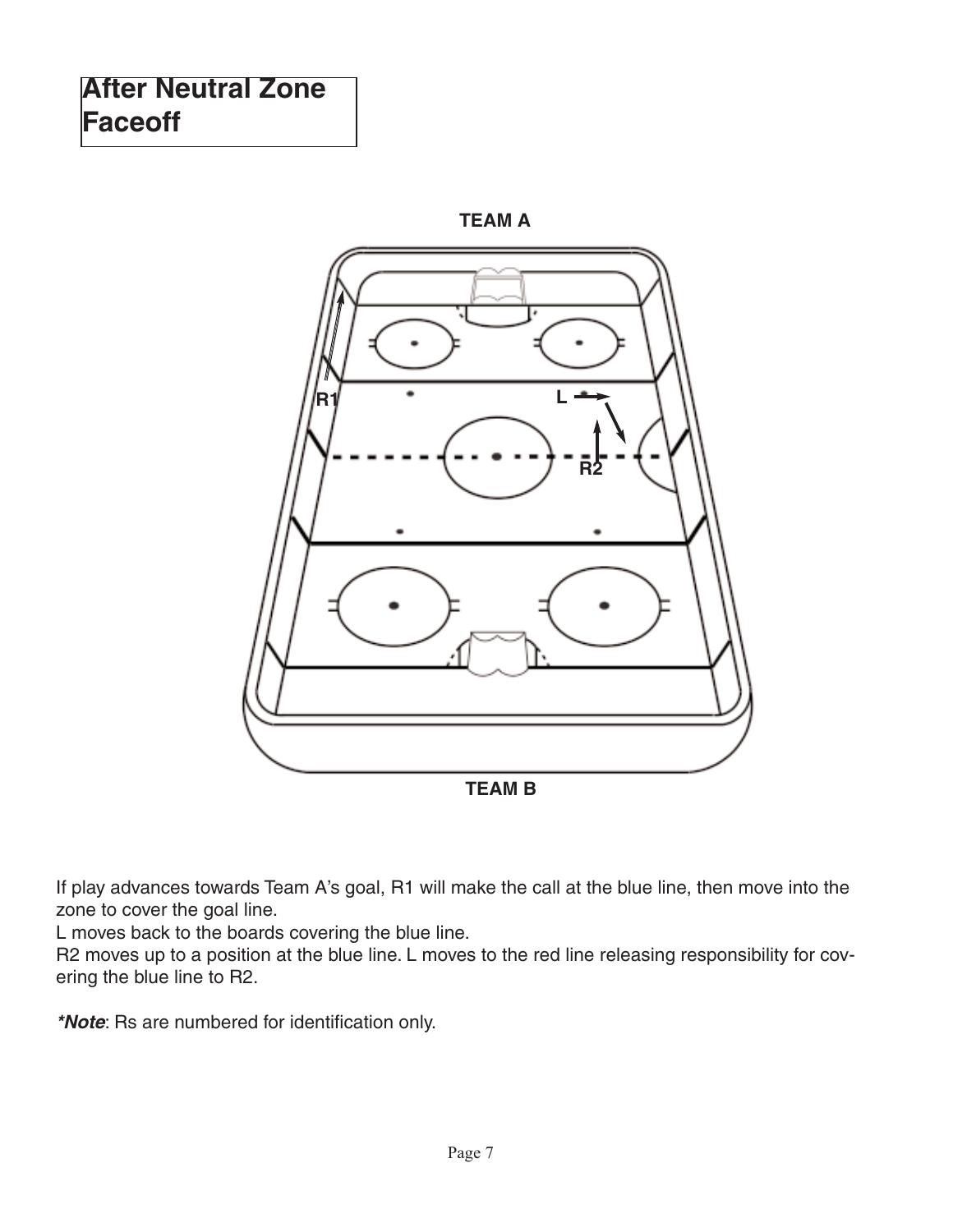# After Neutral Zone Faceoff

TEAM A

R1

L

R2

TEAM B

If play advances towards Team A's goal, R1 will make the call at the blue line, then move into the zone to cover the goal line.
L moves back to the boards covering the blue line.
R2 moves up to a position at the blue line. L moves to the red line releasing responsibility for covering the blue line to R2.

***Note***: Rs are numbered for identification only.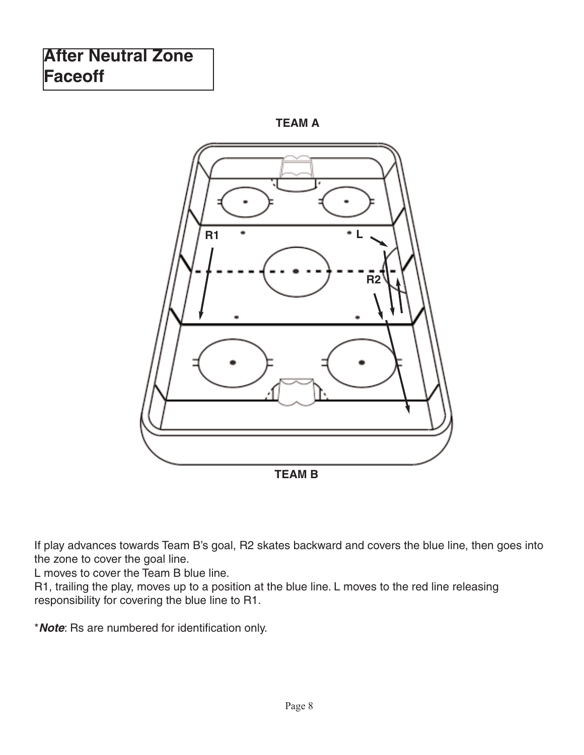# After Neutral Zone Faceoff

TEAM A

R1

L

R2

TEAM B

If play advances towards Team B's goal, R2 skates backward and covers the blue line, then goes into the zone to cover the goal line.

L moves to cover the Team B blue line.

R1, trailing the play, moves up to a position at the blue line. L moves to the red line releasing responsibility for covering the blue line to R1.

\****Note***: Rs are numbered for identification only.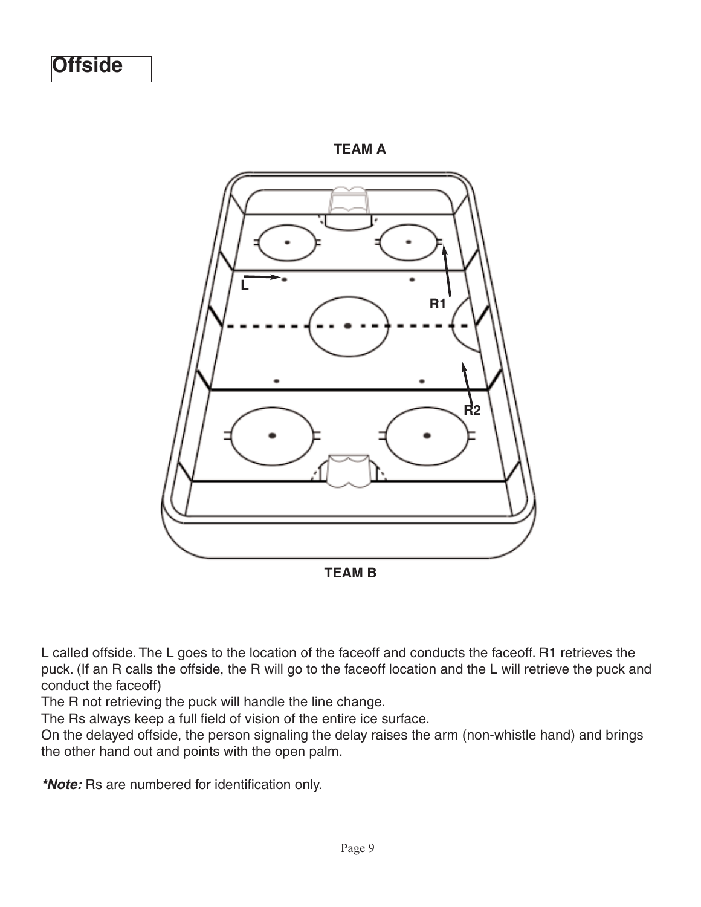# Offside

TEAM A

TEAM B

L called offside. The L goes to the location of the faceoff and conducts the faceoff. R1 retrieves the puck. (If an R calls the offside, the R will go to the faceoff location and the L will retrieve the puck and conduct the faceoff)
The R not retrieving the puck will handle the line change.
The Rs always keep a full field of vision of the entire ice surface.
On the delayed offside, the person signaling the delay raises the arm (non-whistle hand) and brings the other hand out and points with the open palm.

***Note:*** Rs are numbered for identification only.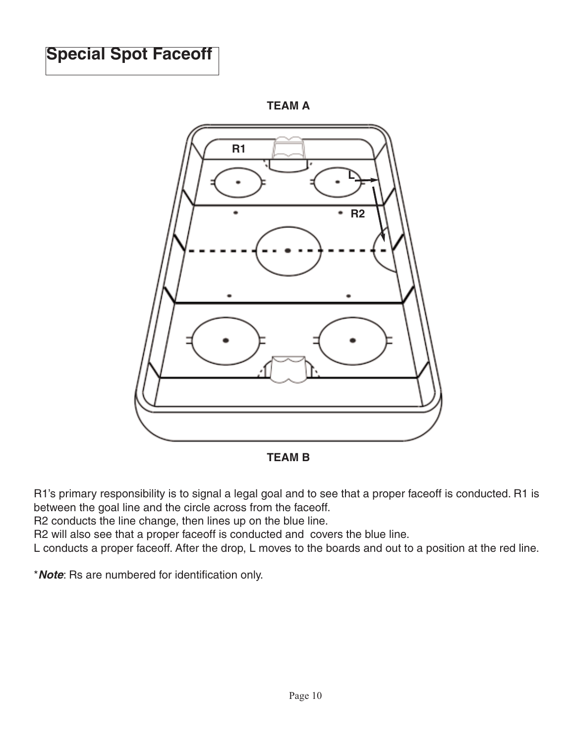# Special Spot Faceoff

TEAM A

TEAM B

R1's primary responsibility is to signal a legal goal and to see that a proper faceoff is conducted. R1 is between the goal line and the circle across from the faceoff.
R2 conducts the line change, then lines up on the blue line.
R2 will also see that a proper faceoff is conducted and covers the blue line.
L conducts a proper faceoff. After the drop, L moves to the boards and out to a position at the red line.

****Note***: Rs are numbered for identification only.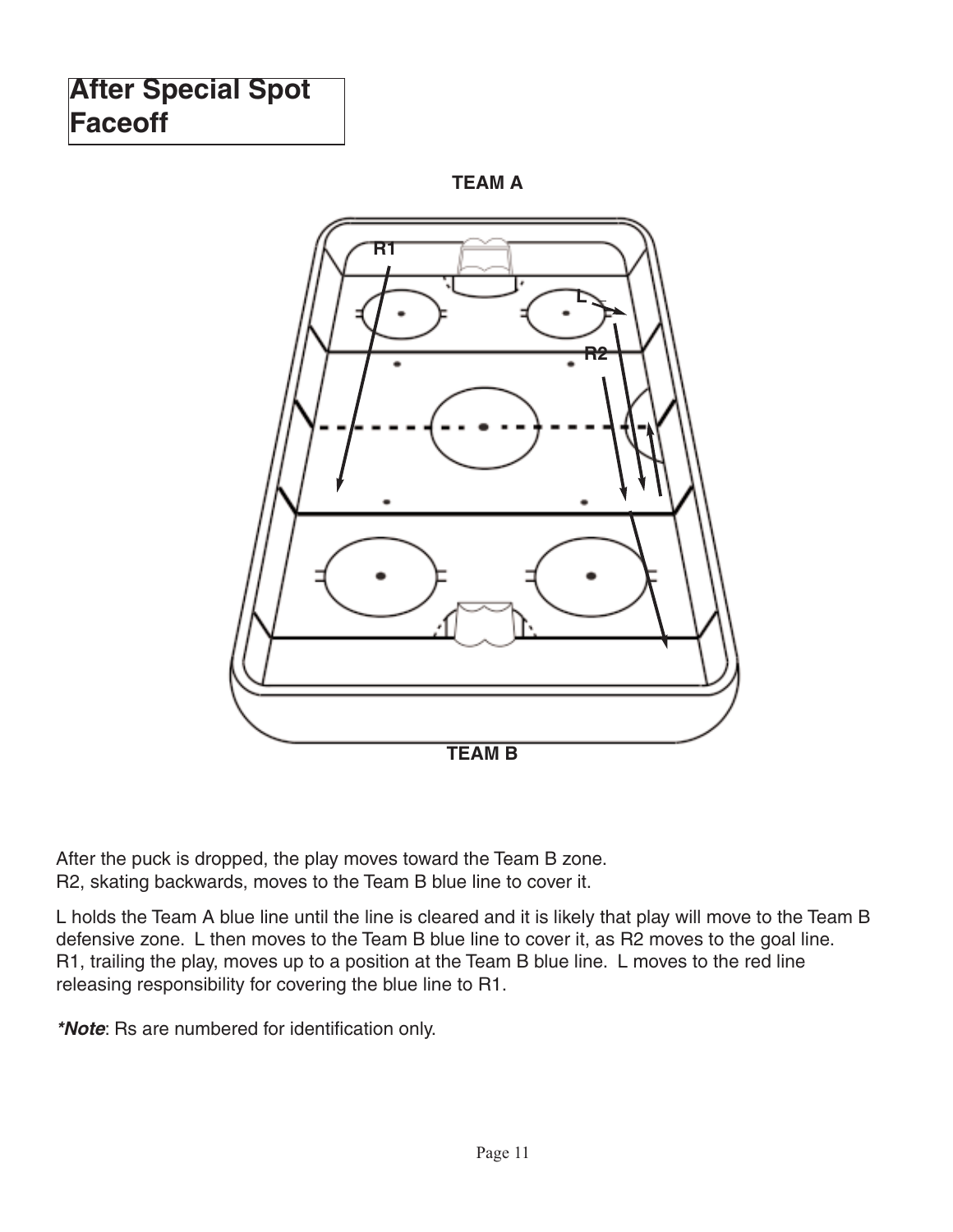# After Special Spot Faceoff

TEAM A

R1

L

R2

TEAM B

After the puck is dropped, the play moves toward the Team B zone.
R2, skating backwards, moves to the Team B blue line to cover it.

L holds the Team A blue line until the line is cleared and it is likely that play will move to the Team B defensive zone. L then moves to the Team B blue line to cover it, as R2 moves to the goal line. R1, trailing the play, moves up to a position at the Team B blue line. L moves to the red line releasing responsibility for covering the blue line to R1.

***Note***: Rs are numbered for identification only.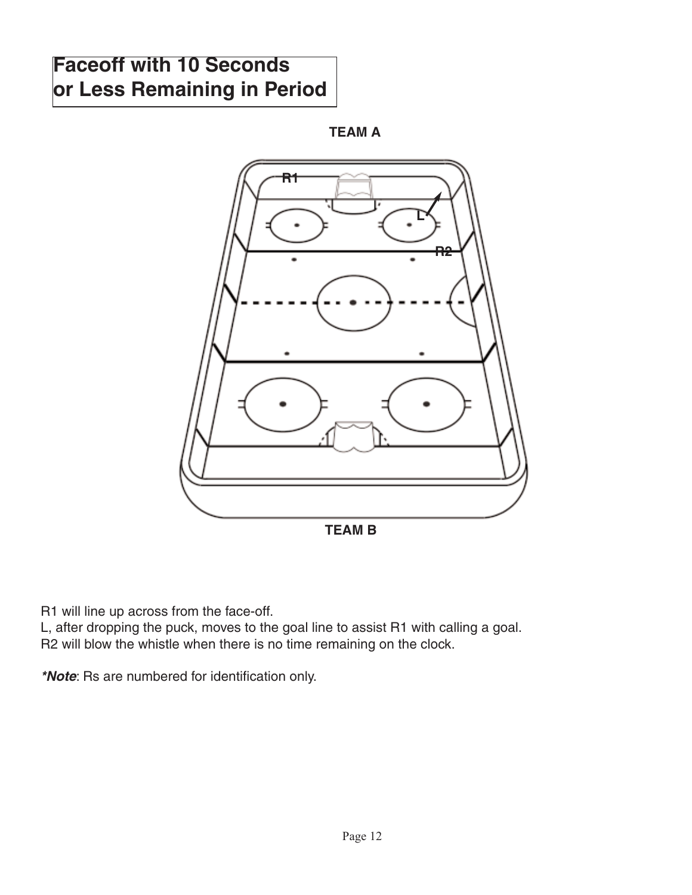# Faceoff with 10 Seconds or Less Remaining in Period

TEAM A

R1

L

R2

TEAM B

R1 will line up across from the face-off.
L, after dropping the puck, moves to the goal line to assist R1 with calling a goal.
R2 will blow the whistle when there is no time remaining on the clock.

***Note***: Rs are numbered for identification only.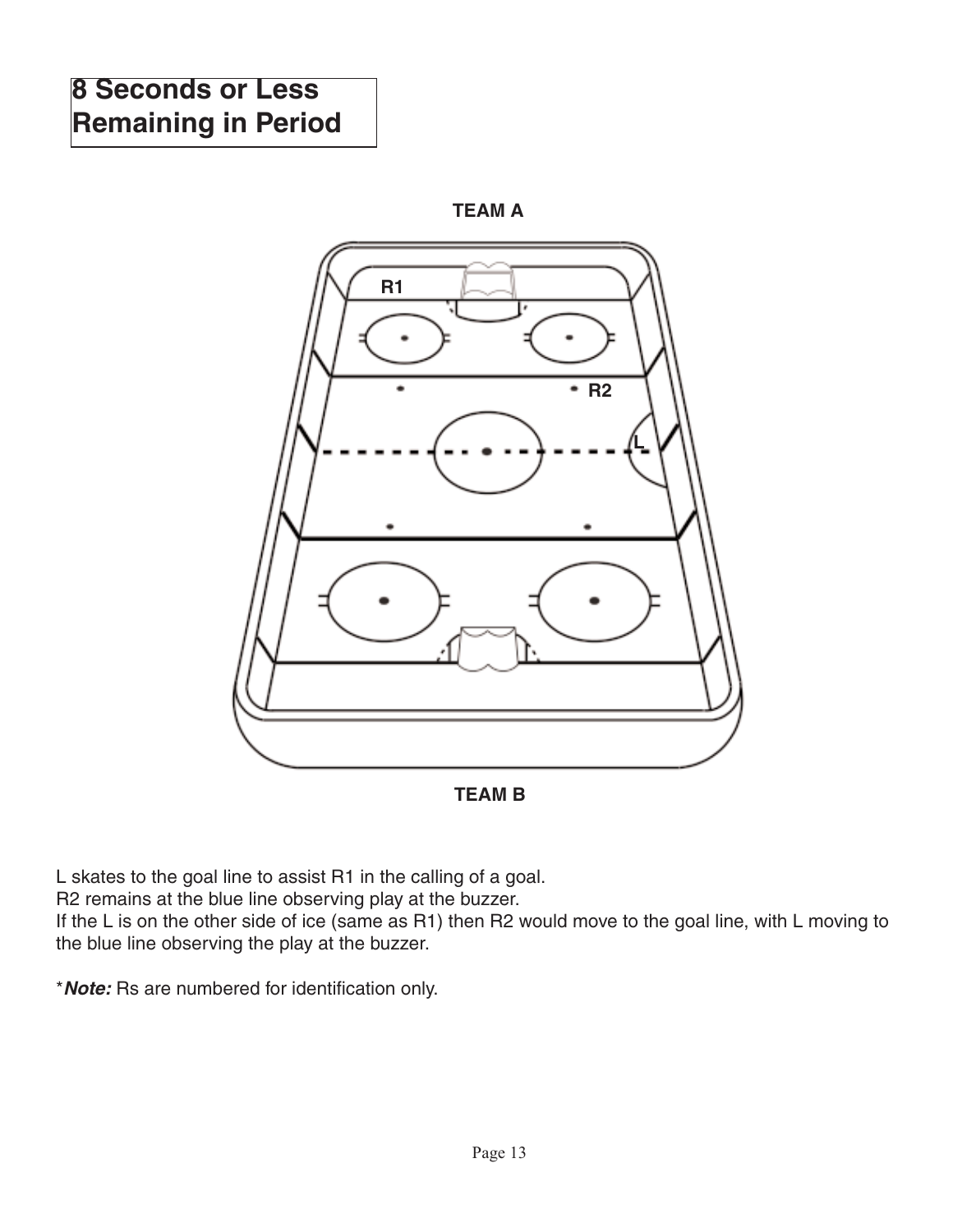# 8 Seconds or Less Remaining in Period

TEAM A

R1

R2

L

TEAM B

L skates to the goal line to assist R1 in the calling of a goal.
R2 remains at the blue line observing play at the buzzer.
If the L is on the other side of ice (same as R1) then R2 would move to the goal line, with L moving to the blue line observing the play at the buzzer.

****Note:*** Rs are numbered for identification only.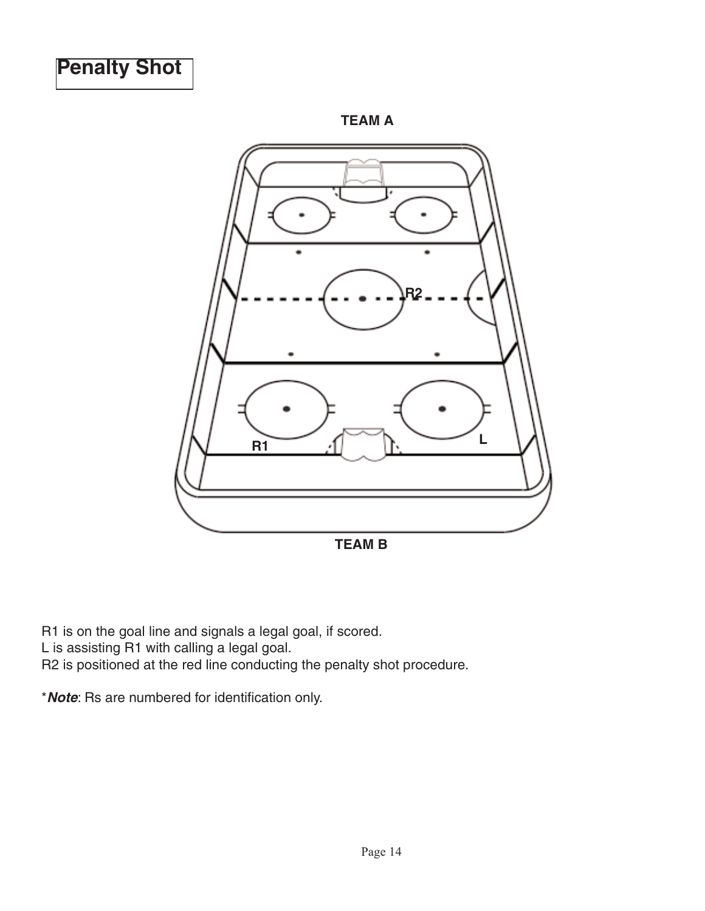# Penalty Shot

R1 is on the goal line and signals a legal goal, if scored.
L is assisting R1 with calling a legal goal.
R2 is positioned at the red line conducting the penalty shot procedure.

**Note*: Rs are numbered for identification only.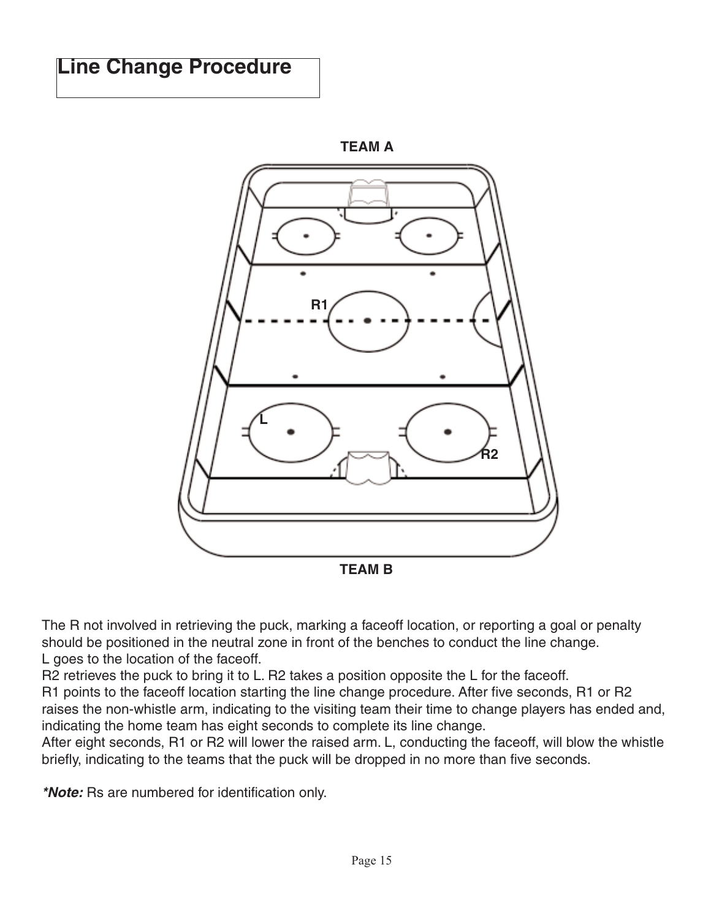# Line Change Procedure

TEAM A

R1

L

R2

TEAM B

The R not involved in retrieving the puck, marking a faceoff location, or reporting a goal or penalty should be positioned in the neutral zone in front of the benches to conduct the line change.
L goes to the location of the faceoff.
R2 retrieves the puck to bring it to L. R2 takes a position opposite the L for the faceoff.
R1 points to the faceoff location starting the line change procedure. After five seconds, R1 or R2 raises the non-whistle arm, indicating to the visiting team their time to change players has ended and, indicating the home team has eight seconds to complete its line change.
After eight seconds, R1 or R2 will lower the raised arm. L, conducting the faceoff, will blow the whistle briefly, indicating to the teams that the puck will be dropped in no more than five seconds.

***Note:*** Rs are numbered for identification only.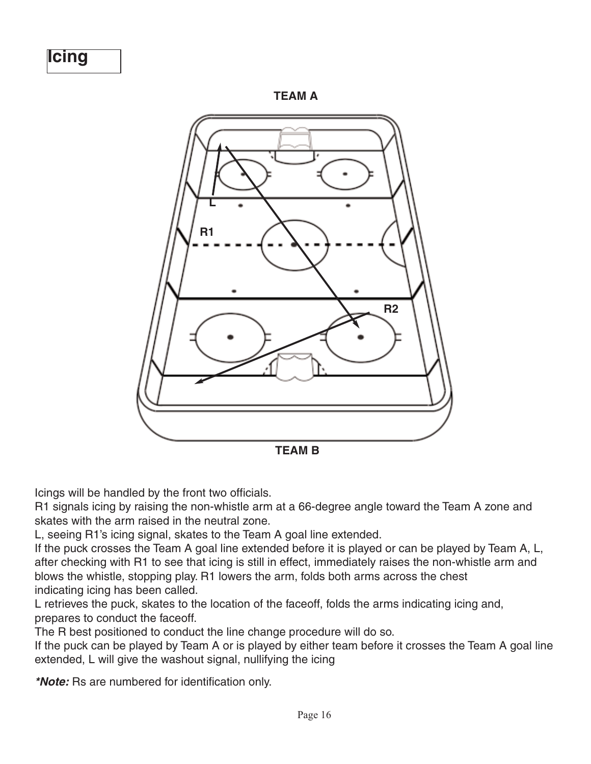# Icing

TEAM A

L

R1

R2

TEAM B

Icings will be handled by the front two officials.
R1 signals icing by raising the non-whistle arm at a 66-degree angle toward the Team A zone and skates with the arm raised in the neutral zone.
L, seeing R1's icing signal, skates to the Team A goal line extended.
If the puck crosses the Team A goal line extended before it is played or can be played by Team A, L, after checking with R1 to see that icing is still in effect, immediately raises the non-whistle arm and blows the whistle, stopping play. R1 lowers the arm, folds both arms across the chest indicating icing has been called.
L retrieves the puck, skates to the location of the faceoff, folds the arms indicating icing and, prepares to conduct the faceoff.
The R best positioned to conduct the line change procedure will do so.
If the puck can be played by Team A or is played by either team before it crosses the Team A goal line extended, L will give the washout signal, nullifying the icing

***Note:*** Rs are numbered for identification only.